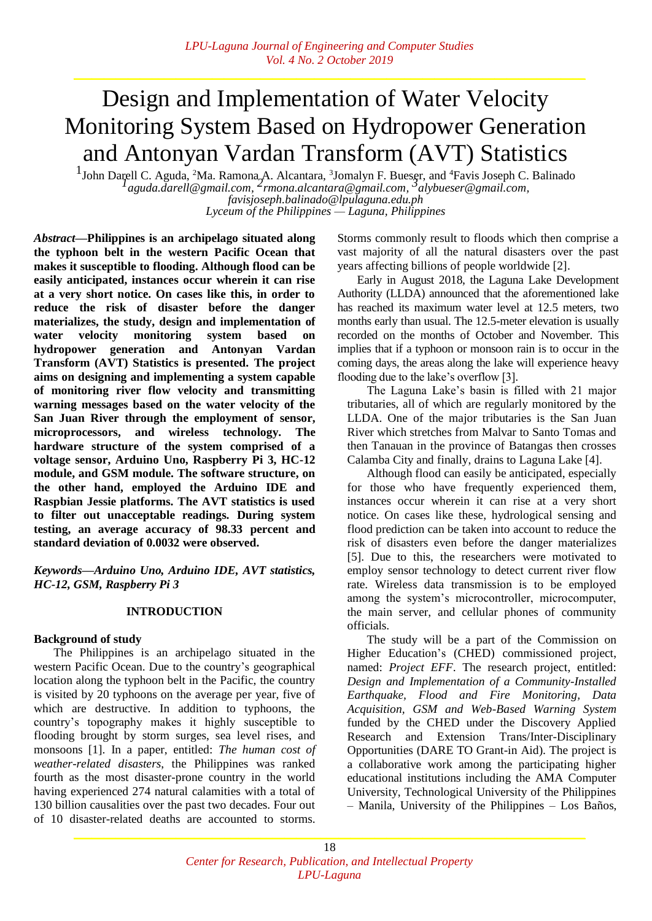# Design and Implementation of Water Velocity Monitoring System Based on Hydropower Generation and Antonyan Vardan Transform (AVT) Statistics

[1]John Darell C. Aguda, [2]Ma. Ramona A. Alcantara, [3]Jomalyn F. Bueser, and [4]Favis Joseph C. Balinado
[1]*aguda.darell@gmail.com*, [2]*rmona.alcantara@gmail.com*, [3]*alybueser@gmail.com*, *favisjoseph.balinado@lpulaguna.edu.ph*
*Lyceum of the Philippines — Laguna, Philippines*

***Abstract*—Philippines is an archipelago situated along the typhoon belt in the western Pacific Ocean that makes it susceptible to flooding. Although flood can be easily anticipated, instances occur wherein it can rise at a very short notice. On cases like this, in order to reduce the risk of disaster before the danger materializes, the study, design and implementation of water velocity monitoring system based on hydropower generation and Antonyan Vardan Transform (AVT) Statistics is presented. The project aims on designing and implementing a system capable of monitoring river flow velocity and transmitting warning messages based on the water velocity of the San Juan River through the employment of sensor, microprocessors, and wireless technology. The hardware structure of the system comprised of a voltage sensor, Arduino Uno, Raspberry Pi 3, HC-12 module, and GSM module. The software structure, on the other hand, employed the Arduino IDE and Raspbian Jessie platforms. The AVT statistics is used to filter out unacceptable readings. During system testing, an average accuracy of 98.33 percent and standard deviation of 0.0032 were observed.**

***Keywords*—*Arduino Uno, Arduino IDE, AVT statistics, HC-12, GSM, Raspberry Pi 3***

## INTRODUCTION

### Background of study

The Philippines is an archipelago situated in the western Pacific Ocean. Due to the country's geographical location along the typhoon belt in the Pacific, the country is visited by 20 typhoons on the average per year, five of which are destructive. In addition to typhoons, the country's topography makes it highly susceptible to flooding brought by storm surges, sea level rises, and monsoons [1]. In a paper, entitled: *The human cost of weather-related disasters*, the Philippines was ranked fourth as the most disaster-prone country in the world having experienced 274 natural calamities with a total of 130 billion causalities over the past two decades. Four out of 10 disaster-related deaths are accounted to storms. Storms commonly result to floods which then comprise a vast majority of all the natural disasters over the past years affecting billions of people worldwide [2].

Early in August 2018, the Laguna Lake Development Authority (LLDA) announced that the aforementioned lake has reached its maximum water level at 12.5 meters, two months early than usual. The 12.5-meter elevation is usually recorded on the months of October and November. This implies that if a typhoon or monsoon rain is to occur in the coming days, the areas along the lake will experience heavy flooding due to the lake's overflow [3].

The Laguna Lake's basin is filled with 21 major tributaries, all of which are regularly monitored by the LLDA. One of the major tributaries is the San Juan River which stretches from Malvar to Santo Tomas and then Tanauan in the province of Batangas then crosses Calamba City and finally, drains to Laguna Lake [4].

Although flood can easily be anticipated, especially for those who have frequently experienced them, instances occur wherein it can rise at a very short notice. On cases like these, hydrological sensing and flood prediction can be taken into account to reduce the risk of disasters even before the danger materializes [5]. Due to this, the researchers were motivated to employ sensor technology to detect current river flow rate. Wireless data transmission is to be employed among the system's microcontroller, microcomputer, the main server, and cellular phones of community officials.

The study will be a part of the Commission on Higher Education's (CHED) commissioned project, named: *Project EFF*. The research project, entitled: *Design and Implementation of a Community-Installed Earthquake, Flood and Fire Monitoring, Data Acquisition, GSM and Web-Based Warning System* funded by the CHED under the Discovery Applied Research and Extension Trans/Inter-Disciplinary Opportunities (DARE TO Grant-in Aid). The project is a collaborative work among the participating higher educational institutions including the AMA Computer University, Technological University of the Philippines – Manila, University of the Philippines – Los Baños,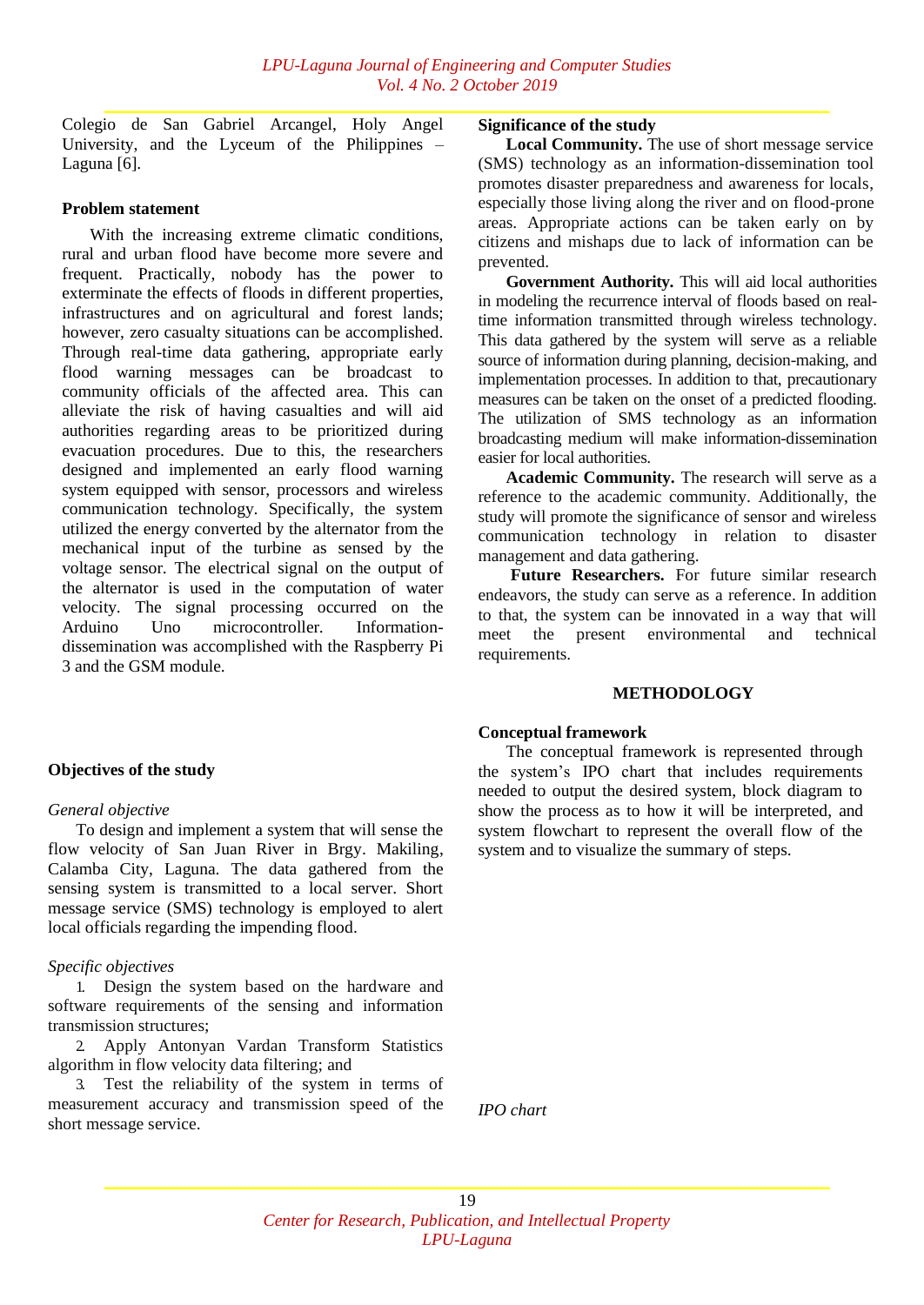Colegio de San Gabriel Arcangel, Holy Angel University, and the Lyceum of the Philippines – Laguna [6].

**Problem statement**

With the increasing extreme climatic conditions, rural and urban flood have become more severe and frequent. Practically, nobody has the power to exterminate the effects of floods in different properties, infrastructures and on agricultural and forest lands; however, zero casualty situations can be accomplished. Through real-time data gathering, appropriate early flood warning messages can be broadcast to community officials of the affected area. This can alleviate the risk of having casualties and will aid authorities regarding areas to be prioritized during evacuation procedures. Due to this, the researchers designed and implemented an early flood warning system equipped with sensor, processors and wireless communication technology. Specifically, the system utilized the energy converted by the alternator from the mechanical input of the turbine as sensed by the voltage sensor. The electrical signal on the output of the alternator is used in the computation of water velocity. The signal processing occurred on the Arduino Uno microcontroller. Information-dissemination was accomplished with the Raspberry Pi 3 and the GSM module.

**Objectives of the study**

*General objective*

To design and implement a system that will sense the flow velocity of San Juan River in Brgy. Makiling, Calamba City, Laguna. The data gathered from the sensing system is transmitted to a local server. Short message service (SMS) technology is employed to alert local officials regarding the impending flood.

*Specific objectives*

1. Design the system based on the hardware and software requirements of the sensing and information transmission structures;
2. Apply Antonyan Vardan Transform Statistics algorithm in flow velocity data filtering; and
3. Test the reliability of the system in terms of measurement accuracy and transmission speed of the short message service.

**Significance of the study**

**Local Community.** The use of short message service (SMS) technology as an information-dissemination tool promotes disaster preparedness and awareness for locals, especially those living along the river and on flood-prone areas. Appropriate actions can be taken early on by citizens and mishaps due to lack of information can be prevented.

**Government Authority.** This will aid local authorities in modeling the recurrence interval of floods based on real-time information transmitted through wireless technology. This data gathered by the system will serve as a reliable source of information during planning, decision-making, and implementation processes. In addition to that, precautionary measures can be taken on the onset of a predicted flooding. The utilization of SMS technology as an information broadcasting medium will make information-dissemination easier for local authorities.

**Academic Community.** The research will serve as a reference to the academic community. Additionally, the study will promote the significance of sensor and wireless communication technology in relation to disaster management and data gathering.

**Future Researchers.** For future similar research endeavors, the study can serve as a reference. In addition to that, the system can be innovated in a way that will meet the present environmental and technical requirements.

## METHODOLOGY

**Conceptual framework**

The conceptual framework is represented through the system's IPO chart that includes requirements needed to output the desired system, block diagram to show the process as to how it will be interpreted, and system flowchart to represent the overall flow of the system and to visualize the summary of steps.

*IPO chart*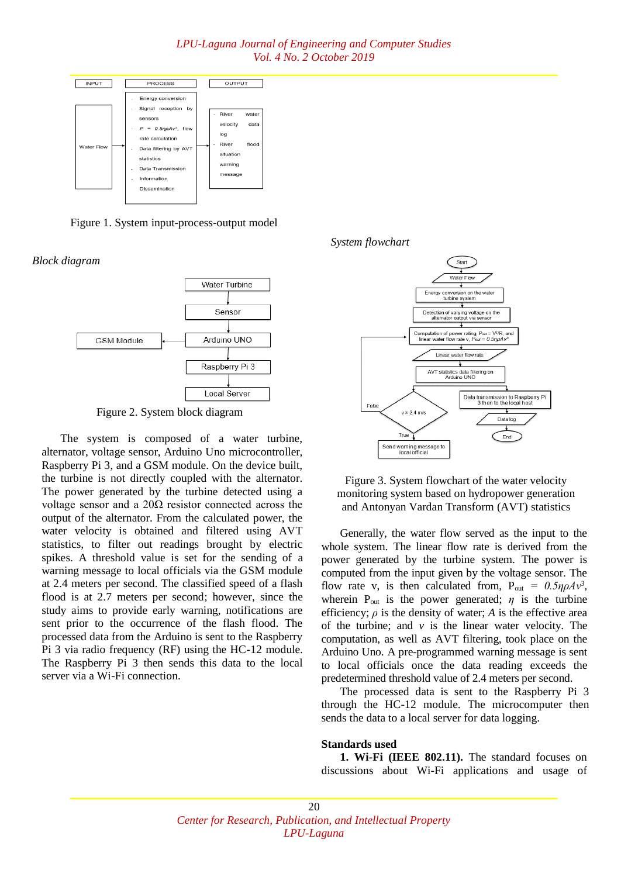Figure 1. System input-process-output model

*Block diagram*

Figure 2. System block diagram

The system is composed of a water turbine, alternator, voltage sensor, Arduino Uno microcontroller, Raspberry Pi 3, and a GSM module. On the device built, the turbine is not directly coupled with the alternator. The power generated by the turbine detected using a voltage sensor and a 20Ω resistor connected across the output of the alternator. From the calculated power, the water velocity is obtained and filtered using AVT statistics, to filter out readings brought by electric spikes. A threshold value is set for the sending of a warning message to local officials via the GSM module at 2.4 meters per second. The classified speed of a flash flood is at 2.7 meters per second; however, since the study aims to provide early warning, notifications are sent prior to the occurrence of the flash flood. The processed data from the Arduino is sent to the Raspberry Pi 3 via radio frequency (RF) using the HC-12 module. The Raspberry Pi 3 then sends this data to the local server via a Wi-Fi connection.

*System flowchart*

Figure 3. System flowchart of the water velocity monitoring system based on hydropower generation and Antonyan Vardan Transform (AVT) statistics

Generally, the water flow served as the input to the whole system. The linear flow rate is derived from the power generated by the turbine system. The power is computed from the input given by the voltage sensor. The flow rate v, is then calculated from, $P_{out} = 0.5\eta\rho Av^3$, wherein $P_{out}$ is the power generated; $\eta$ is the turbine efficiency; $\rho$ is the density of water; $A$ is the effective area of the turbine; and $v$ is the linear water velocity. The computation, as well as AVT filtering, took place on the Arduino Uno. A pre-programmed warning message is sent to local officials once the data reading exceeds the predetermined threshold value of 2.4 meters per second.

The processed data is sent to the Raspberry Pi 3 through the HC-12 module. The microcomputer then sends the data to a local server for data logging.

**Standards used**

**1. Wi-Fi (IEEE 802.11).** The standard focuses on discussions about Wi-Fi applications and usage of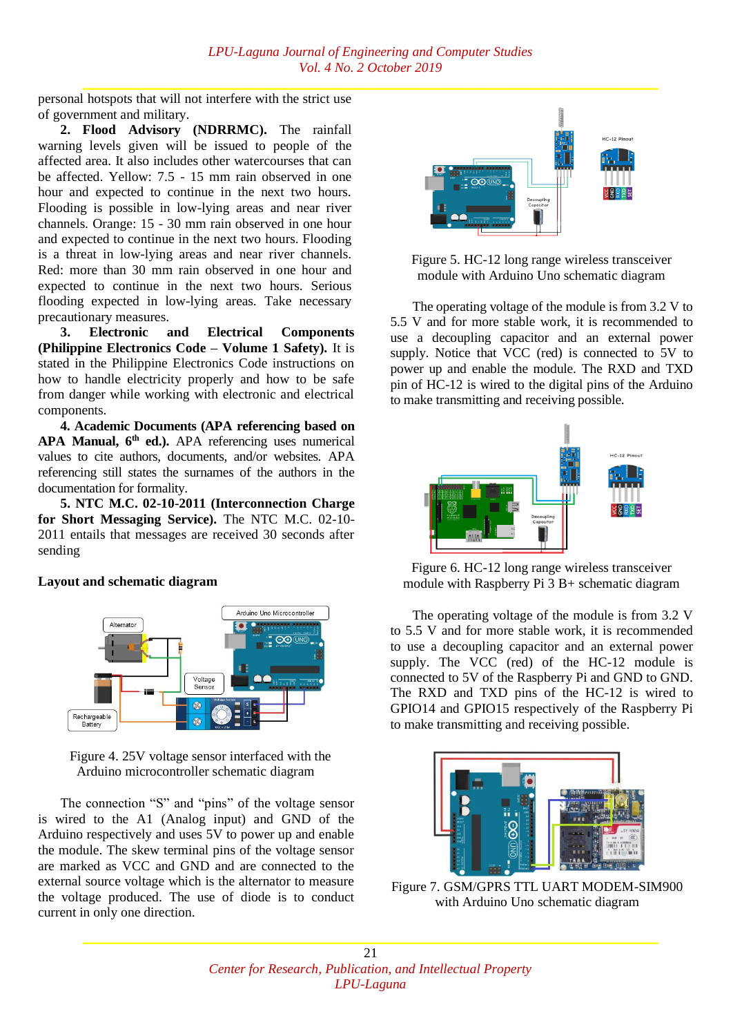personal hotspots that will not interfere with the strict use of government and military.

**2. Flood Advisory (NDRRMC).** The rainfall warning levels given will be issued to people of the affected area. It also includes other watercourses that can be affected. Yellow: 7.5 - 15 mm rain observed in one hour and expected to continue in the next two hours. Flooding is possible in low-lying areas and near river channels. Orange: 15 - 30 mm rain observed in one hour and expected to continue in the next two hours. Flooding is a threat in low-lying areas and near river channels. Red: more than 30 mm rain observed in one hour and expected to continue in the next two hours. Serious flooding expected in low-lying areas. Take necessary precautionary measures.

**3. Electronic and Electrical Components (Philippine Electronics Code – Volume 1 Safety).** It is stated in the Philippine Electronics Code instructions on how to handle electricity properly and how to be safe from danger while working with electronic and electrical components.

**4. Academic Documents (APA referencing based on APA Manual, 6th ed.).** APA referencing uses numerical values to cite authors, documents, and/or websites. APA referencing still states the surnames of the authors in the documentation for formality.

**5. NTC M.C. 02-10-2011 (Interconnection Charge for Short Messaging Service).** The NTC M.C. 02-10-2011 entails that messages are received 30 seconds after sending

**Layout and schematic diagram**

Figure 4. 25V voltage sensor interfaced with the Arduino microcontroller schematic diagram

The connection "S" and "pins" of the voltage sensor is wired to the A1 (Analog input) and GND of the Arduino respectively and uses 5V to power up and enable the module. The skew terminal pins of the voltage sensor are marked as VCC and GND and are connected to the external source voltage which is the alternator to measure the voltage produced. The use of diode is to conduct current in only one direction.

Figure 5. HC-12 long range wireless transceiver module with Arduino Uno schematic diagram

The operating voltage of the module is from 3.2 V to 5.5 V and for more stable work, it is recommended to use a decoupling capacitor and an external power supply. Notice that VCC (red) is connected to 5V to power up and enable the module. The RXD and TXD pin of HC-12 is wired to the digital pins of the Arduino to make transmitting and receiving possible.

Figure 6. HC-12 long range wireless transceiver module with Raspberry Pi 3 B+ schematic diagram

The operating voltage of the module is from 3.2 V to 5.5 V and for more stable work, it is recommended to use a decoupling capacitor and an external power supply. The VCC (red) of the HC-12 module is connected to 5V of the Raspberry Pi and GND to GND. The RXD and TXD pins of the HC-12 is wired to GPIO14 and GPIO15 respectively of the Raspberry Pi to make transmitting and receiving possible.

Figure 7. GSM/GPRS TTL UART MODEM-SIM900 with Arduino Uno schematic diagram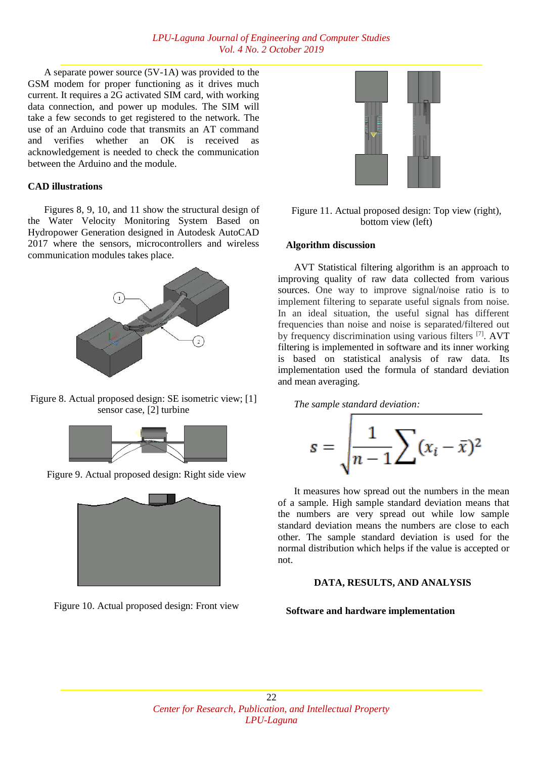A separate power source (5V-1A) was provided to the GSM modem for proper functioning as it drives much current. It requires a 2G activated SIM card, with working data connection, and power up modules. The SIM will take a few seconds to get registered to the network. The use of an Arduino code that transmits an AT command and verifies whether an OK is received as acknowledgement is needed to check the communication between the Arduino and the module.

### CAD illustrations

Figures 8, 9, 10, and 11 show the structural design of the Water Velocity Monitoring System Based on Hydropower Generation designed in Autodesk AutoCAD 2017 where the sensors, microcontrollers and wireless communication modules takes place.

Figure 8. Actual proposed design: SE isometric view; [1] sensor case, [2] turbine

Figure 9. Actual proposed design: Right side view

Figure 10. Actual proposed design: Front view

Figure 11. Actual proposed design: Top view (right), bottom view (left)

### Algorithm discussion

AVT Statistical filtering algorithm is an approach to improving quality of raw data collected from various sources. One way to improve signal/noise ratio is to implement filtering to separate useful signals from noise. In an ideal situation, the useful signal has different frequencies than noise and noise is separated/filtered out by frequency discrimination using various filters [7]. AVT filtering is implemented in software and its inner working is based on statistical analysis of raw data. Its implementation used the formula of standard deviation and mean averaging.

*The sample standard deviation:*

$$s = \sqrt{\frac{1}{n-1}\sum(x_i - \bar{x})^2}$$

It measures how spread out the numbers in the mean of a sample. High sample standard deviation means that the numbers are very spread out while low sample standard deviation means the numbers are close to each other. The sample standard deviation is used for the normal distribution which helps if the value is accepted or not.

## DATA, RESULTS, AND ANALYSIS

### Software and hardware implementation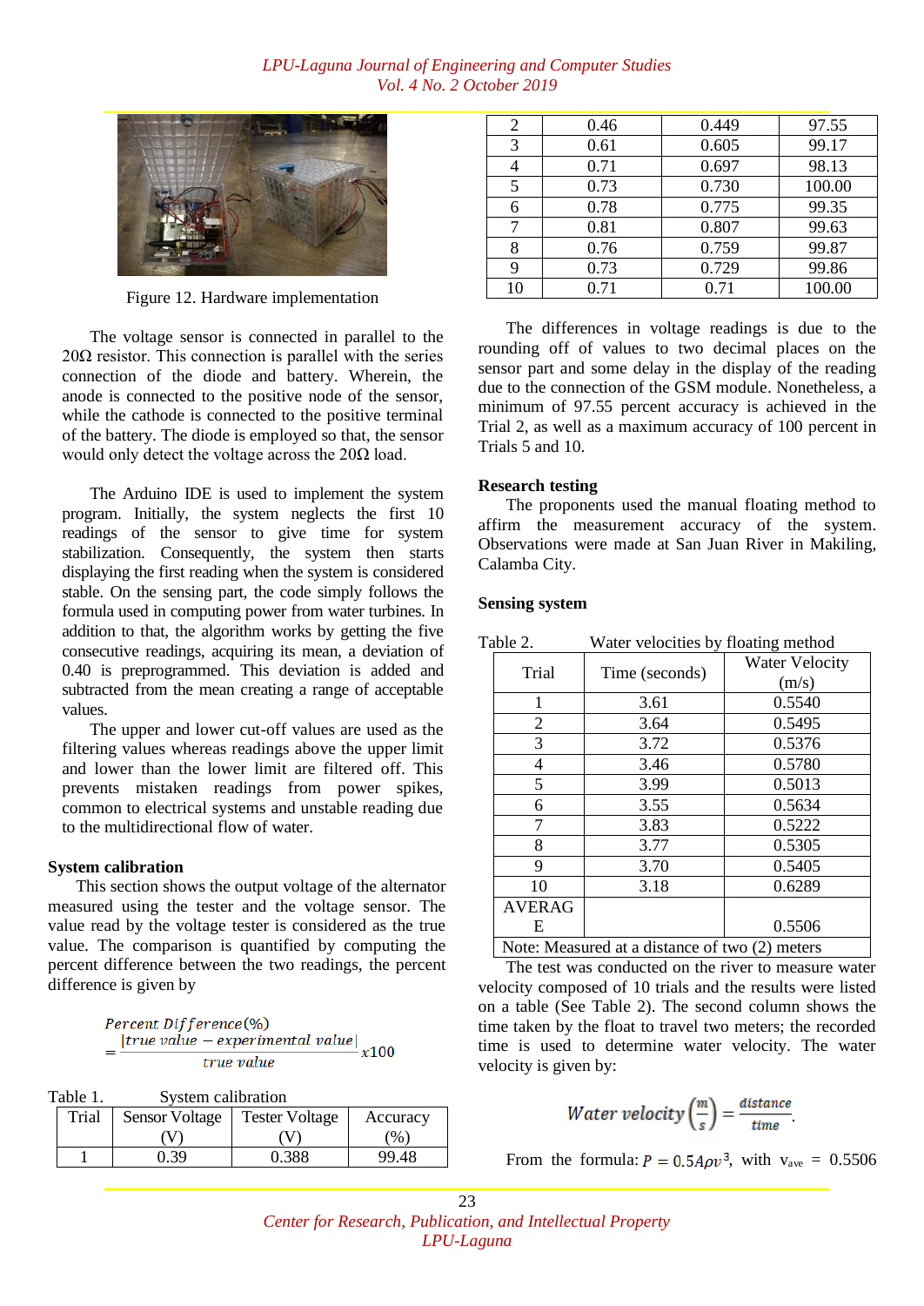Figure 12. Hardware implementation

The voltage sensor is connected in parallel to the 20Ω resistor. This connection is parallel with the series connection of the diode and battery. Wherein, the anode is connected to the positive node of the sensor, while the cathode is connected to the positive terminal of the battery. The diode is employed so that, the sensor would only detect the voltage across the 20Ω load.

The Arduino IDE is used to implement the system program. Initially, the system neglects the first 10 readings of the sensor to give time for system stabilization. Consequently, the system then starts displaying the first reading when the system is considered stable. On the sensing part, the code simply follows the formula used in computing power from water turbines. In addition to that, the algorithm works by getting the five consecutive readings, acquiring its mean, a deviation of 0.40 is preprogrammed. This deviation is added and subtracted from the mean creating a range of acceptable values.

The upper and lower cut-off values are used as the filtering values whereas readings above the upper limit and lower than the lower limit are filtered off. This prevents mistaken readings from power spikes, common to electrical systems and unstable reading due to the multidirectional flow of water.

**System calibration**

This section shows the output voltage of the alternator measured using the tester and the voltage sensor. The value read by the voltage tester is considered as the true value. The comparison is quantified by computing the percent difference between the two readings, the percent difference is given by

$$Percent\ Difference(\%) = \frac{|true\ value - experimental\ value|}{true\ value} x100$$

Table 1. System calibration

| Trial | Sensor Voltage (V) | Tester Voltage (V) | Accuracy (%) |
|---|---|---|---|
| 1 | 0.39 | 0.388 | 99.48 |
| 2 | 0.46 | 0.449 | 97.55 |
| 3 | 0.61 | 0.605 | 99.17 |
| 4 | 0.71 | 0.697 | 98.13 |
| 5 | 0.73 | 0.730 | 100.00 |
| 6 | 0.78 | 0.775 | 99.35 |
| 7 | 0.81 | 0.807 | 99.63 |
| 8 | 0.76 | 0.759 | 99.87 |
| 9 | 0.73 | 0.729 | 99.86 |
| 10 | 0.71 | 0.71 | 100.00 |

The differences in voltage readings is due to the rounding off of values to two decimal places on the sensor part and some delay in the display of the reading due to the connection of the GSM module. Nonetheless, a minimum of 97.55 percent accuracy is achieved in the Trial 2, as well as a maximum accuracy of 100 percent in Trials 5 and 10.

**Research testing**

The proponents used the manual floating method to affirm the measurement accuracy of the system. Observations were made at San Juan River in Makiling, Calamba City.

**Sensing system**

Table 2. Water velocities by floating method

| Trial | Time (seconds) | Water Velocity (m/s) |
|---|---|---|
| 1 | 3.61 | 0.5540 |
| 2 | 3.64 | 0.5495 |
| 3 | 3.72 | 0.5376 |
| 4 | 3.46 | 0.5780 |
| 5 | 3.99 | 0.5013 |
| 6 | 3.55 | 0.5634 |
| 7 | 3.83 | 0.5222 |
| 8 | 3.77 | 0.5305 |
| 9 | 3.70 | 0.5405 |
| 10 | 3.18 | 0.6289 |
| AVERAGE | | 0.5506 |

Note: Measured at a distance of two (2) meters

The test was conducted on the river to measure water velocity composed of 10 trials and the results were listed on a table (See Table 2). The second column shows the time taken by the float to travel two meters; the recorded time is used to determine water velocity. The water velocity is given by:

$$Water\ velocity\left(\frac{m}{s}\right) = \frac{distance}{time}.$$

From the formula: $P = 0.5A\rho v^3$, with $v_{ave}$ = 0.5506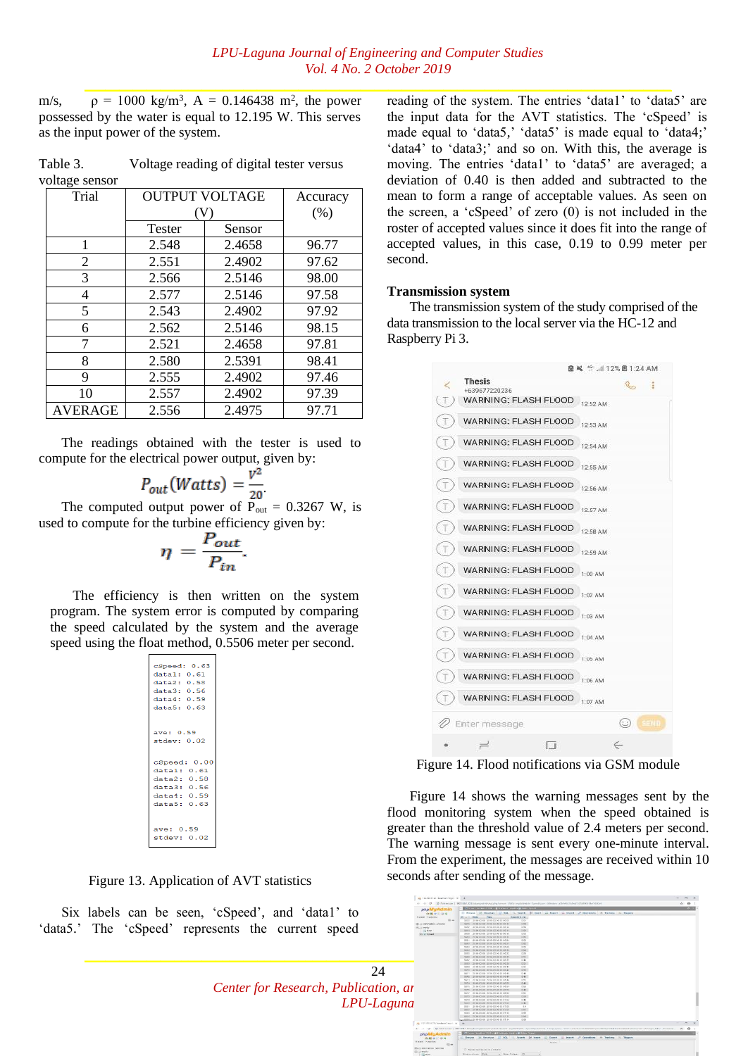m/s, ρ = 1000 kg/m$^3$, A = 0.146438 m$^2$, the power possessed by the water is equal to 12.195 W. This serves as the input power of the system.

Table 3. Voltage reading of digital tester versus voltage sensor

| Trial | OUTPUT VOLTAGE (V) | | Accuracy (%) |
|---|---|---|---|
| | Tester | Sensor | |
| 1 | 2.548 | 2.4658 | 96.77 |
| 2 | 2.551 | 2.4902 | 97.62 |
| 3 | 2.566 | 2.5146 | 98.00 |
| 4 | 2.577 | 2.5146 | 97.58 |
| 5 | 2.543 | 2.4902 | 97.92 |
| 6 | 2.562 | 2.5146 | 98.15 |
| 7 | 2.521 | 2.4658 | 97.81 |
| 8 | 2.580 | 2.5391 | 98.41 |
| 9 | 2.555 | 2.4902 | 97.46 |
| 10 | 2.557 | 2.4902 | 97.39 |
| AVERAGE | 2.556 | 2.4975 | 97.71 |

The readings obtained with the tester is used to compute for the electrical power output, given by:

$$P_{out}(Watts) = \frac{V^2}{20}.$$

The computed output power of $P_{out}$ = 0.3267 W, is used to compute for the turbine efficiency given by:

$$\eta = \frac{P_{out}}{P_{in}}.$$

The efficiency is then written on the system program. The system error is computed by comparing the speed calculated by the system and the average speed using the float method, 0.5506 meter per second.

```
cSpeed: 0.63
data1: 0.61
data2: 0.58
data3: 0.56
data4: 0.59
data5: 0.63

ave: 0.59
stdev: 0.02

cSpeed: 0.00
data1: 0.61
data2: 0.58
data3: 0.56
data4: 0.59
data5: 0.63

ave: 0.59
stdev: 0.02
```

Figure 13. Application of AVT statistics

Six labels can be seen, 'cSpeed', and 'data1' to 'data5.' The 'cSpeed' represents the current speed reading of the system. The entries 'data1' to 'data5' are the input data for the AVT statistics. The 'cSpeed' is made equal to 'data5,' 'data5' is made equal to 'data4;' 'data4' to 'data3;' and so on. With this, the average is moving. The entries 'data1' to 'data5' are averaged; a deviation of 0.40 is then added and subtracted to the mean to form a range of acceptable values. As seen on the screen, a 'cSpeed' of zero (0) is not included in the roster of accepted values since it does fit into the range of accepted values, in this case, 0.19 to 0.99 meter per second.

### Transmission system

The transmission system of the study comprised of the data transmission to the local server via the HC-12 and Raspberry Pi 3.

Figure 14. Flood notifications via GSM module

Figure 14 shows the warning messages sent by the flood monitoring system when the speed obtained is greater than the threshold value of 2.4 meters per second. The warning message is sent every one-minute interval. From the experiment, the messages are received within 10 seconds after sending of the message.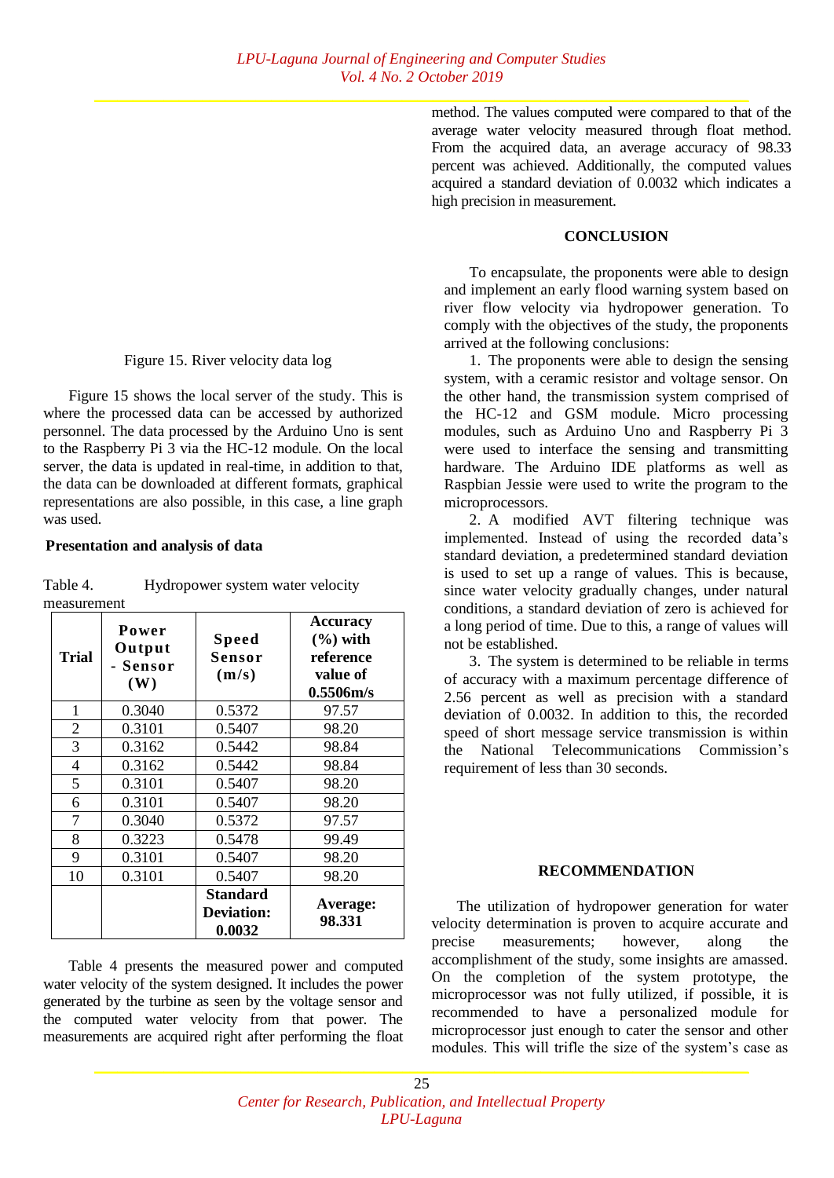Figure 15. River velocity data log

Figure 15 shows the local server of the study. This is where the processed data can be accessed by authorized personnel. The data processed by the Arduino Uno is sent to the Raspberry Pi 3 via the HC-12 module. On the local server, the data is updated in real-time, in addition to that, the data can be downloaded at different formats, graphical representations are also possible, in this case, a line graph was used.

**Presentation and analysis of data**

Table 4. Hydropower system water velocity measurement

| Trial | Power Output - Sensor (W) | Speed Sensor (m/s) | Accuracy (%) with reference value of 0.5506m/s |
|---|---|---|---|
| 1 | 0.3040 | 0.5372 | 97.57 |
| 2 | 0.3101 | 0.5407 | 98.20 |
| 3 | 0.3162 | 0.5442 | 98.84 |
| 4 | 0.3162 | 0.5442 | 98.84 |
| 5 | 0.3101 | 0.5407 | 98.20 |
| 6 | 0.3101 | 0.5407 | 98.20 |
| 7 | 0.3040 | 0.5372 | 97.57 |
| 8 | 0.3223 | 0.5478 | 99.49 |
| 9 | 0.3101 | 0.5407 | 98.20 |
| 10 | 0.3101 | 0.5407 | 98.20 |
| | | **Standard Deviation: 0.0032** | **Average: 98.331** |

Table 4 presents the measured power and computed water velocity of the system designed. It includes the power generated by the turbine as seen by the voltage sensor and the computed water velocity from that power. The measurements are acquired right after performing the float method. The values computed were compared to that of the average water velocity measured through float method. From the acquired data, an average accuracy of 98.33 percent was achieved. Additionally, the computed values acquired a standard deviation of 0.0032 which indicates a high precision in measurement.

## CONCLUSION

To encapsulate, the proponents were able to design and implement an early flood warning system based on river flow velocity via hydropower generation. To comply with the objectives of the study, the proponents arrived at the following conclusions:

1. The proponents were able to design the sensing system, with a ceramic resistor and voltage sensor. On the other hand, the transmission system comprised of the HC-12 and GSM module. Micro processing modules, such as Arduino Uno and Raspberry Pi 3 were used to interface the sensing and transmitting hardware. The Arduino IDE platforms as well as Raspbian Jessie were used to write the program to the microprocessors.
2. A modified AVT filtering technique was implemented. Instead of using the recorded data's standard deviation, a predetermined standard deviation is used to set up a range of values. This is because, since water velocity gradually changes, under natural conditions, a standard deviation of zero is achieved for a long period of time. Due to this, a range of values will not be established.
3. The system is determined to be reliable in terms of accuracy with a maximum percentage difference of 2.56 percent as well as precision with a standard deviation of 0.0032. In addition to this, the recorded speed of short message service transmission is within the National Telecommunications Commission's requirement of less than 30 seconds.

## RECOMMENDATION

The utilization of hydropower generation for water velocity determination is proven to acquire accurate and precise measurements; however, along the accomplishment of the study, some insights are amassed. On the completion of the system prototype, the microprocessor was not fully utilized, if possible, it is recommended to have a personalized module for microprocessor just enough to cater the sensor and other modules. This will trifle the size of the system's case as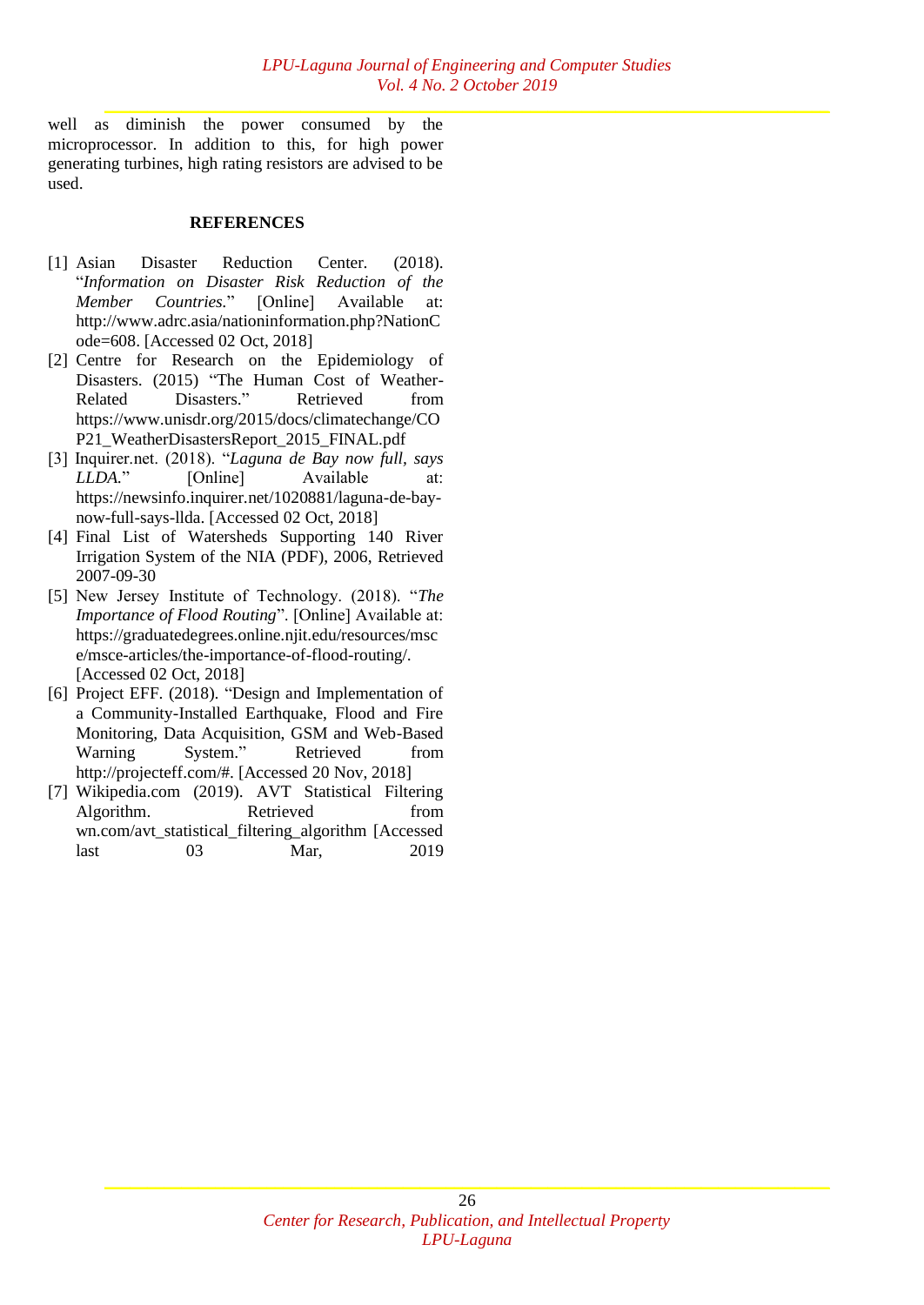well as diminish the power consumed by the microprocessor. In addition to this, for high power generating turbines, high rating resistors are advised to be used.

## REFERENCES

[1] Asian Disaster Reduction Center. (2018). "*Information on Disaster Risk Reduction of the Member Countries.*" [Online] Available at: http://www.adrc.asia/nationinformation.php?NationCode=608. [Accessed 02 Oct, 2018]

[2] Centre for Research on the Epidemiology of Disasters. (2015) "The Human Cost of Weather-Related Disasters." Retrieved from https://www.unisdr.org/2015/docs/climatechange/COP21_WeatherDisastersReport_2015_FINAL.pdf

[3] Inquirer.net. (2018). "*Laguna de Bay now full, says LLDA.*" [Online] Available at: https://newsinfo.inquirer.net/1020881/laguna-de-bay-now-full-says-llda. [Accessed 02 Oct, 2018]

[4] Final List of Watersheds Supporting 140 River Irrigation System of the NIA (PDF), 2006, Retrieved 2007-09-30

[5] New Jersey Institute of Technology. (2018). "*The Importance of Flood Routing*". [Online] Available at: https://graduatedegrees.online.njit.edu/resources/msce/msce-articles/the-importance-of-flood-routing/. [Accessed 02 Oct, 2018]

[6] Project EFF. (2018). "Design and Implementation of a Community-Installed Earthquake, Flood and Fire Monitoring, Data Acquisition, GSM and Web-Based Warning System." Retrieved from http://projecteff.com/#. [Accessed 20 Nov, 2018]

[7] Wikipedia.com (2019). AVT Statistical Filtering Algorithm. Retrieved from wn.com/avt_statistical_filtering_algorithm [Accessed last 03 Mar, 2019